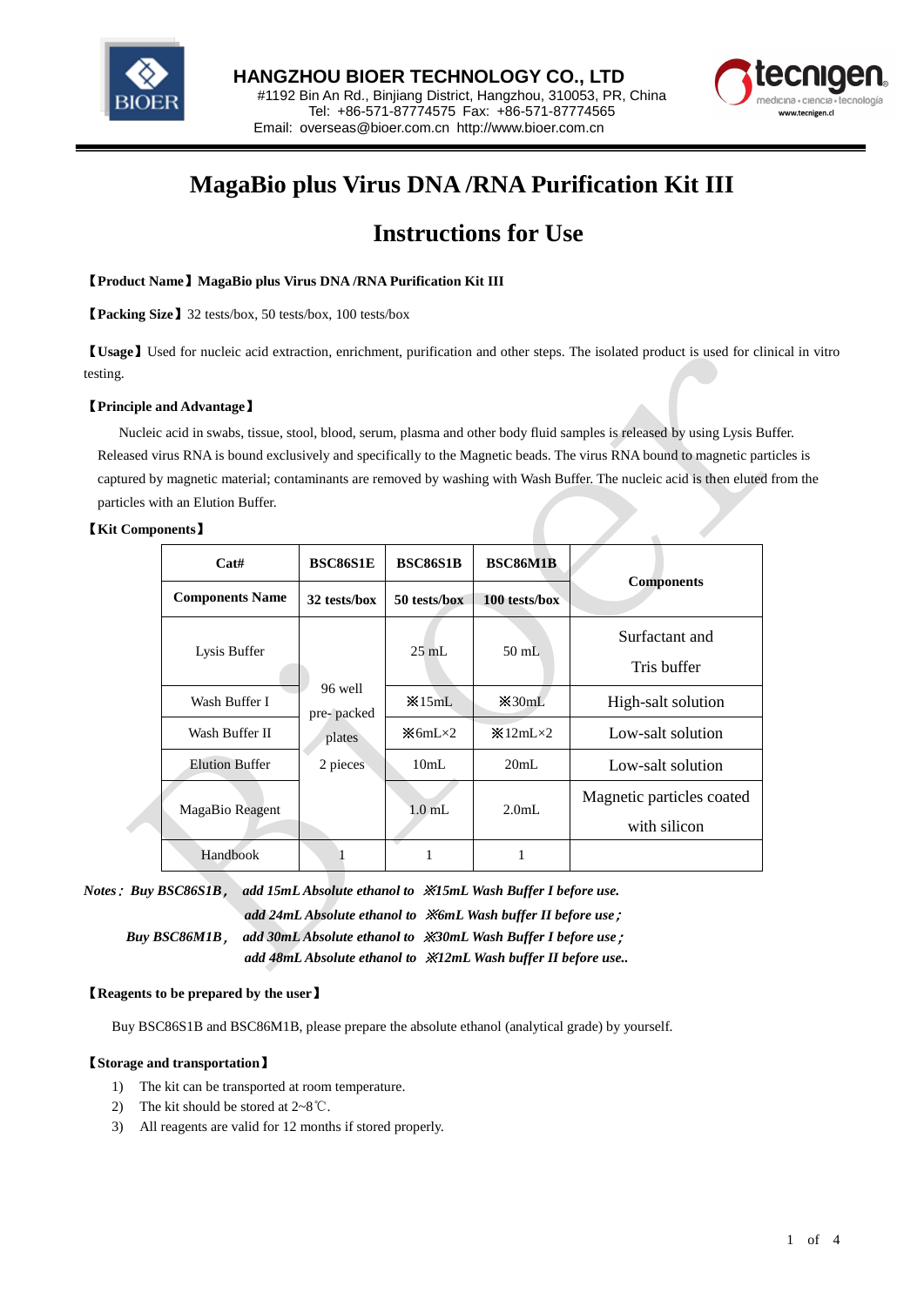HANGZHOU BIOER TECHNOLOGY CO., LTD
#1192 Bin An Rd., Binjiang District, Hangzhou, 310053, PR, China
Tel: +86-571-87774575 Fax: +86-571-87774565
Email: overseas@bioer.com.cn http://www.bioer.com.cn

# MagaBio plus Virus DNA /RNA Purification Kit III

## Instructions for Use

**【Product Name】MagaBio plus Virus DNA /RNA Purification Kit III**

**【Packing Size】** 32 tests/box, 50 tests/box, 100 tests/box

**【Usage】** Used for nucleic acid extraction, enrichment, purification and other steps. The isolated product is used for clinical in vitro testing.

**【Principle and Advantage】**

Nucleic acid in swabs, tissue, stool, blood, serum, plasma and other body fluid samples is released by using Lysis Buffer. Released virus RNA is bound exclusively and specifically to the Magnetic beads. The virus RNA bound to magnetic particles is captured by magnetic material; contaminants are removed by washing with Wash Buffer. The nucleic acid is then eluted from the particles with an Elution Buffer.

**【Kit Components】**

| **Cat#** | **BSC86S1E** | **BSC86S1B** | **BSC86M1B** | **Components** |
|---|---|---|---|---|
| **Components Name** | **32 tests/box** | **50 tests/box** | **100 tests/box** | |
| Lysis Buffer | 96 well pre- packed plates 2 pieces | 25 mL | 50 mL | Surfactant and Tris buffer |
| Wash Buffer I | | ※15mL | ※30mL | High-salt solution |
| Wash Buffer II | | ※6mL×2 | ※12mL×2 | Low-salt solution |
| Elution Buffer | | 10mL | 20mL | Low-salt solution |
| MagaBio Reagent | | 1.0 mL | 2.0mL | Magnetic particles coated with silicon |
| Handbook | 1 | 1 | 1 | |

***Notes: Buy BSC86S1B, add 15mL Absolute ethanol to ※15mL Wash Buffer I before use.***
***add 24mL Absolute ethanol to ※6mL Wash buffer II before use;***
***Buy BSC86M1B, add 30mL Absolute ethanol to ※30mL Wash Buffer I before use;***
***add 48mL Absolute ethanol to ※12mL Wash buffer II before use..***

**【Reagents to be prepared by the user】**

Buy BSC86S1B and BSC86M1B, please prepare the absolute ethanol (analytical grade) by yourself.

**【Storage and transportation】**

1) The kit can be transported at room temperature.
2) The kit should be stored at 2~8℃.
3) All reagents are valid for 12 months if stored properly.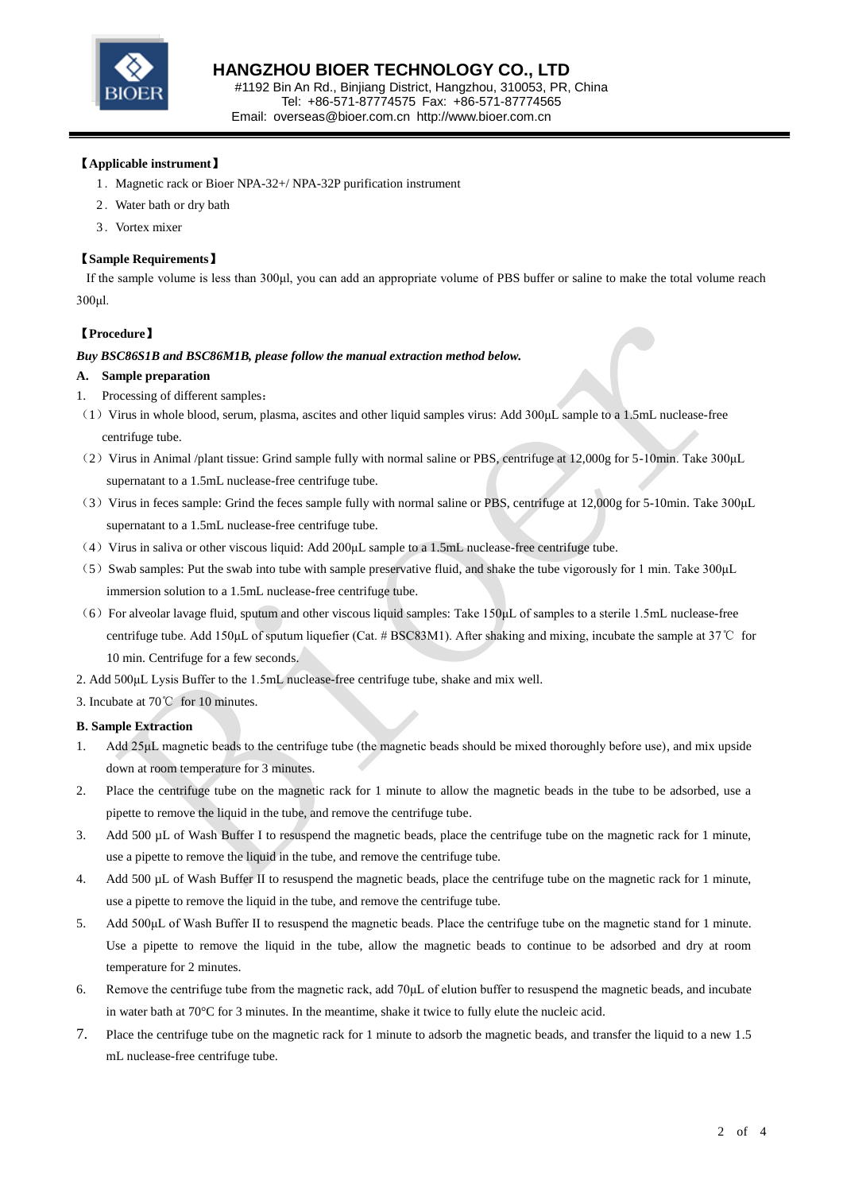【Applicable instrument】

1．Magnetic rack or Bioer NPA-32+/ NPA-32P purification instrument

2．Water bath or dry bath

3．Vortex mixer

【Sample Requirements】

If the sample volume is less than 300μl, you can add an appropriate volume of PBS buffer or saline to make the total volume reach 300μl.

【Procedure】

***Buy BSC86S1B and BSC86M1B, please follow the manual extraction method below.***

**A. Sample preparation**

1. Processing of different samples：

（1）Virus in whole blood, serum, plasma, ascites and other liquid samples virus: Add 300μL sample to a 1.5mL nuclease-free centrifuge tube.

（2）Virus in Animal /plant tissue: Grind sample fully with normal saline or PBS, centrifuge at 12,000g for 5-10min. Take 300μL supernatant to a 1.5mL nuclease-free centrifuge tube.

（3）Virus in feces sample: Grind the feces sample fully with normal saline or PBS, centrifuge at 12,000g for 5-10min. Take 300μL supernatant to a 1.5mL nuclease-free centrifuge tube.

（4）Virus in saliva or other viscous liquid: Add 200μL sample to a 1.5mL nuclease-free centrifuge tube.

（5）Swab samples: Put the swab into tube with sample preservative fluid, and shake the tube vigorously for 1 min. Take 300μL immersion solution to a 1.5mL nuclease-free centrifuge tube.

（6）For alveolar lavage fluid, sputum and other viscous liquid samples: Take 150μL of samples to a sterile 1.5mL nuclease-free centrifuge tube. Add 150μL of sputum liquefier (Cat. # BSC83M1). After shaking and mixing, incubate the sample at 37℃ for 10 min. Centrifuge for a few seconds.

2. Add 500μL Lysis Buffer to the 1.5mL nuclease-free centrifuge tube, shake and mix well.

3. Incubate at 70℃ for 10 minutes.

**B. Sample Extraction**

1. Add 25μL magnetic beads to the centrifuge tube (the magnetic beads should be mixed thoroughly before use), and mix upside down at room temperature for 3 minutes.
2. Place the centrifuge tube on the magnetic rack for 1 minute to allow the magnetic beads in the tube to be adsorbed, use a pipette to remove the liquid in the tube, and remove the centrifuge tube.
3. Add 500 μL of Wash Buffer I to resuspend the magnetic beads, place the centrifuge tube on the magnetic rack for 1 minute, use a pipette to remove the liquid in the tube, and remove the centrifuge tube.
4. Add 500 μL of Wash Buffer II to resuspend the magnetic beads, place the centrifuge tube on the magnetic rack for 1 minute, use a pipette to remove the liquid in the tube, and remove the centrifuge tube.
5. Add 500μL of Wash Buffer II to resuspend the magnetic beads. Place the centrifuge tube on the magnetic stand for 1 minute. Use a pipette to remove the liquid in the tube, allow the magnetic beads to continue to be adsorbed and dry at room temperature for 2 minutes.
6. Remove the centrifuge tube from the magnetic rack, add 70μL of elution buffer to resuspend the magnetic beads, and incubate in water bath at 70°C for 3 minutes. In the meantime, shake it twice to fully elute the nucleic acid.
7. Place the centrifuge tube on the magnetic rack for 1 minute to adsorb the magnetic beads, and transfer the liquid to a new 1.5 mL nuclease-free centrifuge tube.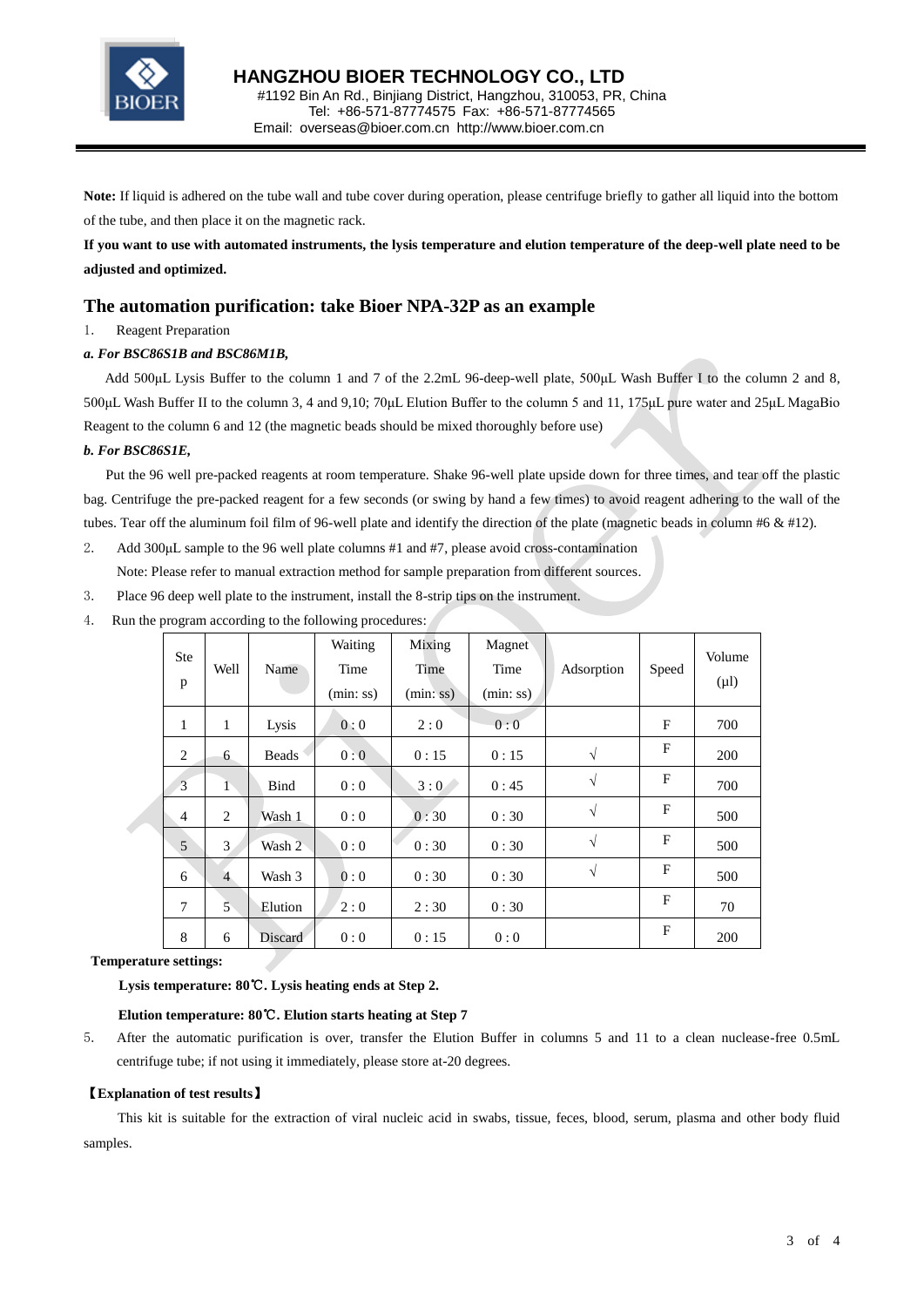**Note:** If liquid is adhered on the tube wall and tube cover during operation, please centrifuge briefly to gather all liquid into the bottom of the tube, and then place it on the magnetic rack.

**If you want to use with automated instruments, the lysis temperature and elution temperature of the deep-well plate need to be adjusted and optimized.**

## The automation purification: take Bioer NPA-32P as an example

1. Reagent Preparation

***a. For BSC86S1B and BSC86M1B,***

Add 500μL Lysis Buffer to the column 1 and 7 of the 2.2mL 96-deep-well plate, 500μL Wash Buffer I to the column 2 and 8, 500μL Wash Buffer II to the column 3, 4 and 9,10; 70μL Elution Buffer to the column 5 and 11, 175μL pure water and 25μL MagaBio Reagent to the column 6 and 12 (the magnetic beads should be mixed thoroughly before use)

***b. For BSC86S1E,***

Put the 96 well pre-packed reagents at room temperature. Shake 96-well plate upside down for three times, and tear off the plastic bag. Centrifuge the pre-packed reagent for a few seconds (or swing by hand a few times) to avoid reagent adhering to the wall of the tubes. Tear off the aluminum foil film of 96-well plate and identify the direction of the plate (magnetic beads in column #6 & #12).

2. Add 300μL sample to the 96 well plate columns #1 and #7, please avoid cross-contamination

   Note: Please refer to manual extraction method for sample preparation from different sources.

3. Place 96 deep well plate to the instrument, install the 8-strip tips on the instrument.

4. Run the program according to the following procedures:

| Step | Well | Name | Waiting Time (min: ss) | Mixing Time (min: ss) | Magnet Time (min: ss) | Adsorption | Speed | Volume (μl) |
|---|---|---|---|---|---|---|---|---|
| 1 | 1 | Lysis | 0 : 0 | 2 : 0 | 0 : 0 | | F | 700 |
| 2 | 6 | Beads | 0 : 0 | 0 : 15 | 0 : 15 | √ | F | 200 |
| 3 | 1 | Bind | 0 : 0 | 3 : 0 | 0 : 45 | √ | F | 700 |
| 4 | 2 | Wash 1 | 0 : 0 | 0 : 30 | 0 : 30 | √ | F | 500 |
| 5 | 3 | Wash 2 | 0 : 0 | 0 : 30 | 0 : 30 | √ | F | 500 |
| 6 | 4 | Wash 3 | 0 : 0 | 0 : 30 | 0 : 30 | √ | F | 500 |
| 7 | 5 | Elution | 2 : 0 | 2 : 30 | 0 : 30 | | F | 70 |
| 8 | 6 | Discard | 0 : 0 | 0 : 15 | 0 : 0 | | F | 200 |

**Temperature settings:**

**Lysis temperature: 80℃. Lysis heating ends at Step 2.**

**Elution temperature: 80℃. Elution starts heating at Step 7**

5. After the automatic purification is over, transfer the Elution Buffer in columns 5 and 11 to a clean nuclease-free 0.5mL centrifuge tube; if not using it immediately, please store at-20 degrees.

**【Explanation of test results】**

This kit is suitable for the extraction of viral nucleic acid in swabs, tissue, feces, blood, serum, plasma and other body fluid samples.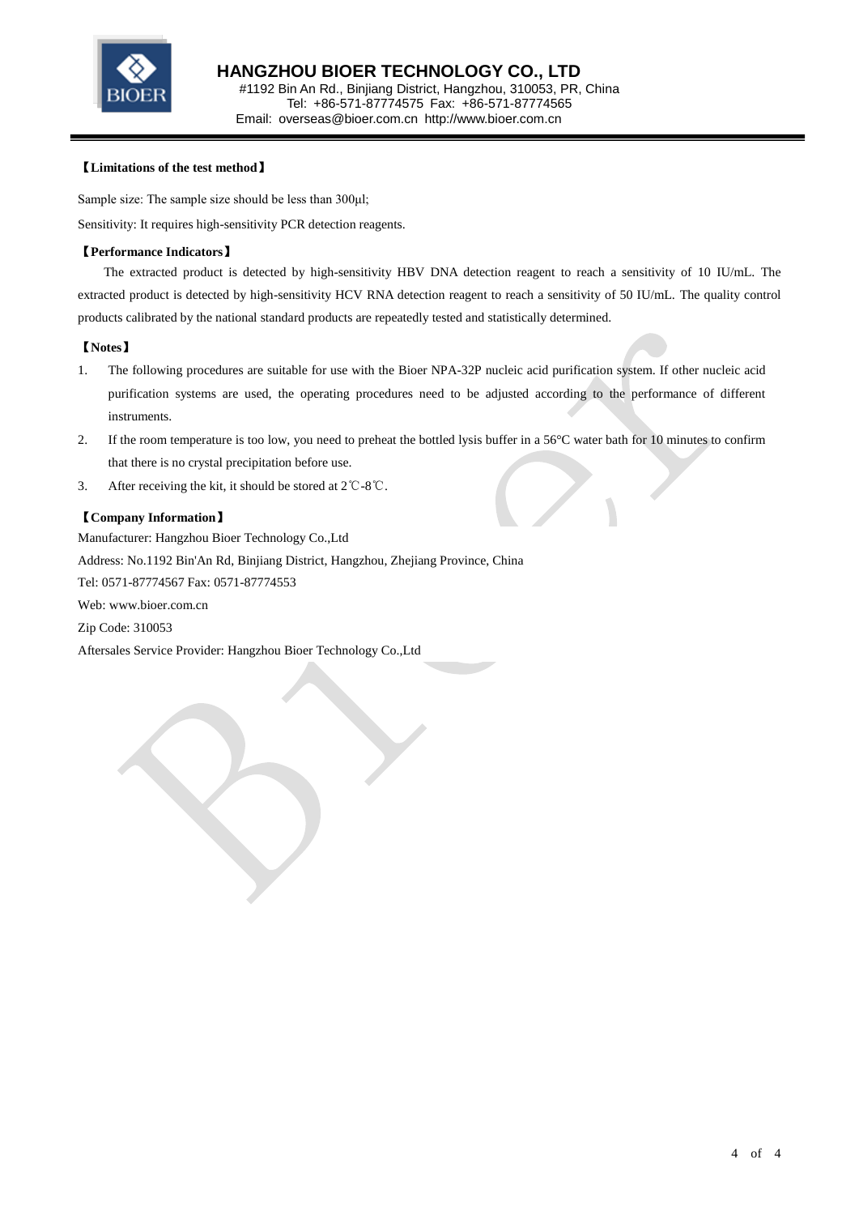**【Limitations of the test method】**

Sample size: The sample size should be less than 300μl;

Sensitivity: It requires high-sensitivity PCR detection reagents.

**【Performance Indicators】**

The extracted product is detected by high-sensitivity HBV DNA detection reagent to reach a sensitivity of 10 IU/mL. The extracted product is detected by high-sensitivity HCV RNA detection reagent to reach a sensitivity of 50 IU/mL. The quality control products calibrated by the national standard products are repeatedly tested and statistically determined.

**【Notes】**

1. The following procedures are suitable for use with the Bioer NPA-32P nucleic acid purification system. If other nucleic acid purification systems are used, the operating procedures need to be adjusted according to the performance of different instruments.
2. If the room temperature is too low, you need to preheat the bottled lysis buffer in a 56°C water bath for 10 minutes to confirm that there is no crystal precipitation before use.
3. After receiving the kit, it should be stored at 2℃-8℃.

**【Company Information】**

Manufacturer: Hangzhou Bioer Technology Co.,Ltd

Address: No.1192 Bin'An Rd, Binjiang District, Hangzhou, Zhejiang Province, China

Tel: 0571-87774567 Fax: 0571-87774553

Web: www.bioer.com.cn

Zip Code: 310053

Aftersales Service Provider: Hangzhou Bioer Technology Co.,Ltd